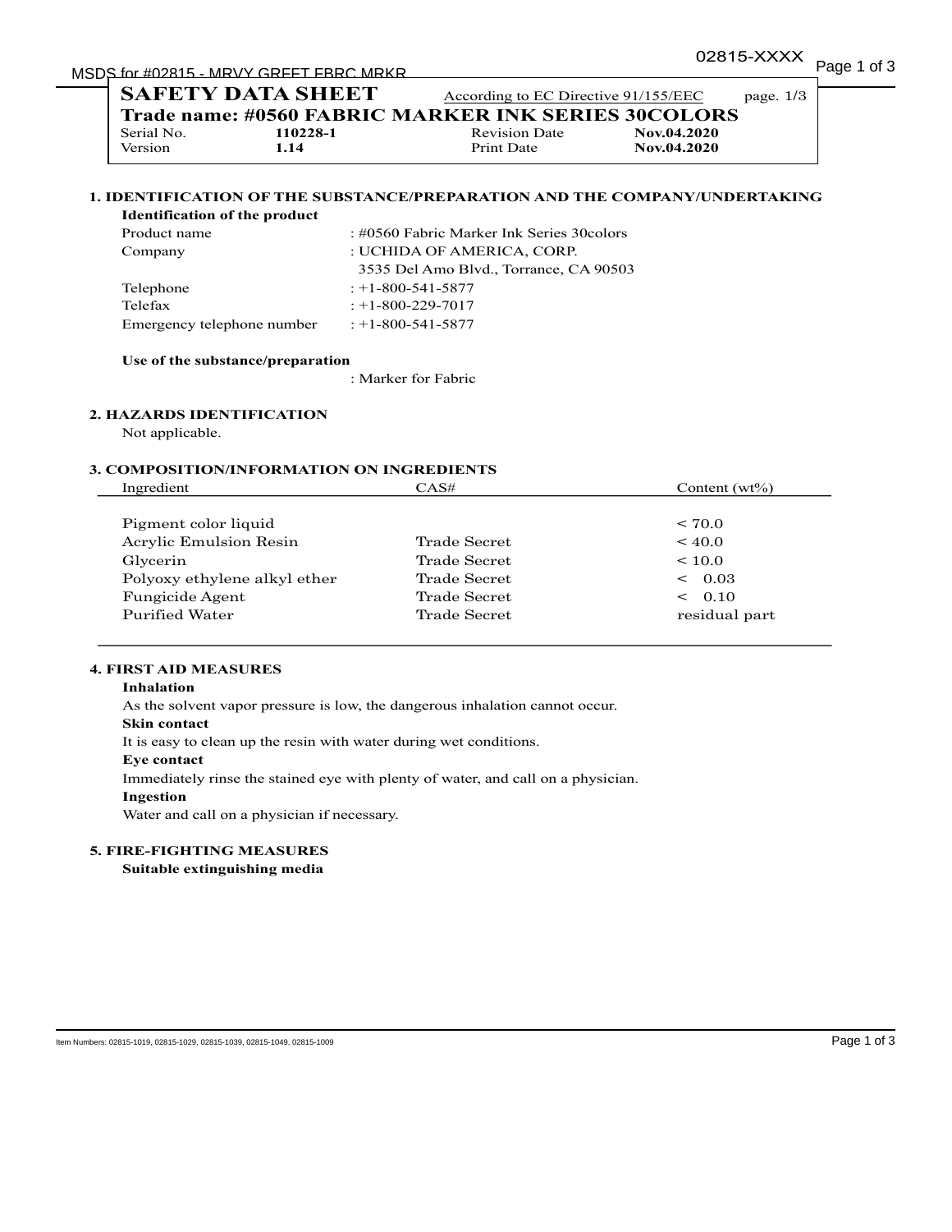# SAFETY DATA SHEET

According to EC Directive 91/155/EEC page. 1/3

**Trade name: #0560 FABRIC MARKER INK SERIES 30COLORS**

| | | | |
|---|---|---|---|
| Serial No. | **110228-1** | Revision Date | **Nov.04.2020** |
| Version | **1.14** | Print Date | **Nov.04.2020** |

## 1. IDENTIFICATION OF THE SUBSTANCE/PREPARATION AND THE COMPANY/UNDERTAKING

**Identification of the product**

| | |
|---|---|
| Product name | : #0560 Fabric Marker Ink Series 30colors |
| Company | : UCHIDA OF AMERICA, CORP. 3535 Del Amo Blvd., Torrance, CA 90503 |
| Telephone | : +1-800-541-5877 |
| Telefax | : +1-800-229-7017 |
| Emergency telephone number | : +1-800-541-5877 |

**Use of the substance/preparation**

: Marker for Fabric

## 2. HAZARDS IDENTIFICATION

Not applicable.

## 3. COMPOSITION/INFORMATION ON INGREDIENTS

| Ingredient | CAS# | Content (wt%) |
|---|---|---|
| Pigment color liquid | | < 70.0 |
| Acrylic Emulsion Resin | Trade Secret | < 40.0 |
| Glycerin | Trade Secret | < 10.0 |
| Polyoxy ethylene alkyl ether | Trade Secret | < 0.03 |
| Fungicide Agent | Trade Secret | < 0.10 |
| Purified Water | Trade Secret | residual part |

## 4. FIRST AID MEASURES

**Inhalation**

As the solvent vapor pressure is low, the dangerous inhalation cannot occur.

**Skin contact**

It is easy to clean up the resin with water during wet conditions.

**Eye contact**

Immediately rinse the stained eye with plenty of water, and call on a physician.

**Ingestion**

Water and call on a physician if necessary.

## 5. FIRE-FIGHTING MEASURES

**Suitable extinguishing media**

Item Numbers: 02815-1019, 02815-1029, 02815-1039, 02815-1049, 02815-1009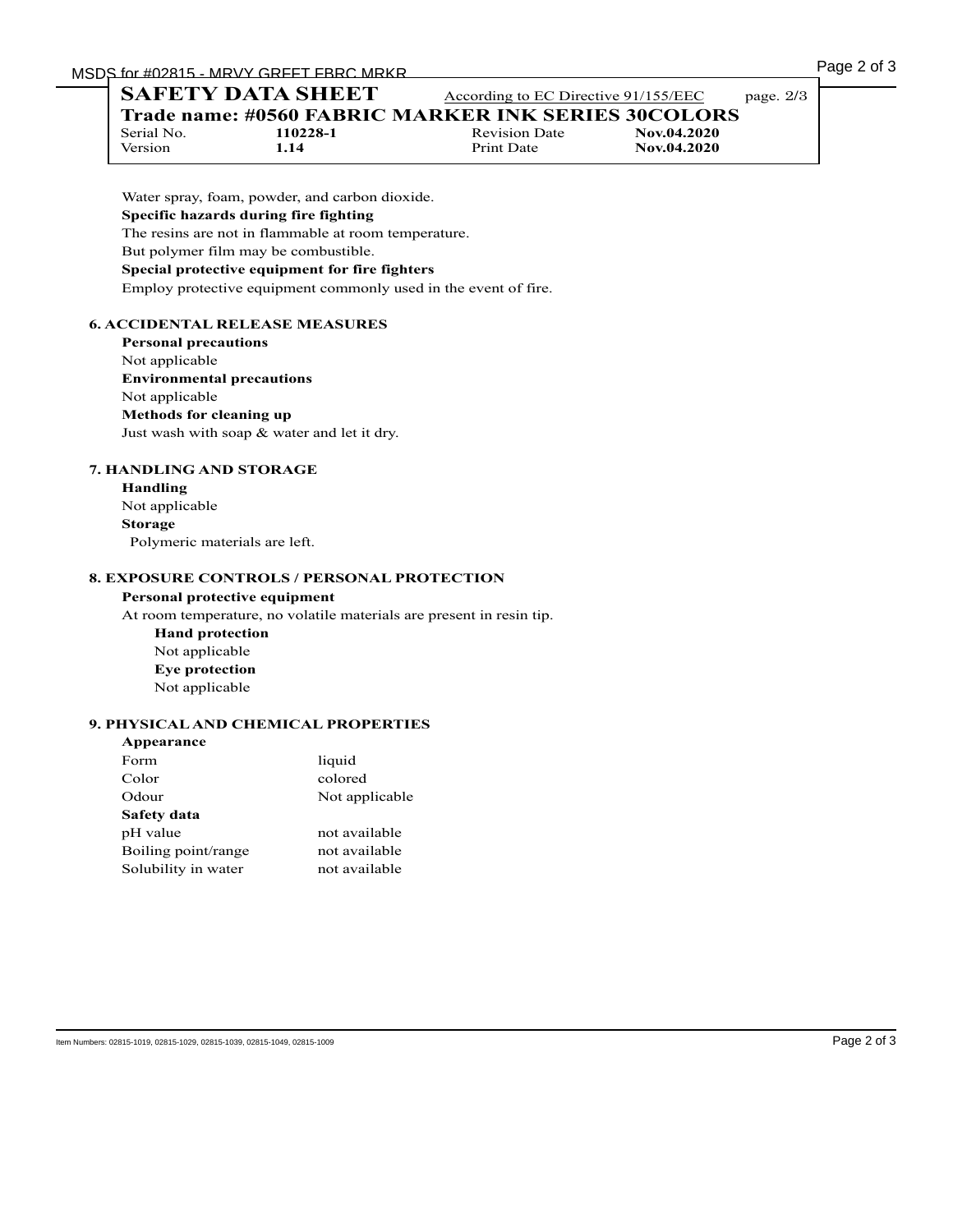Water spray, foam, powder, and carbon dioxide.

**Specific hazards during fire fighting**

The resins are not in flammable at room temperature.

But polymer film may be combustible.

**Special protective equipment for fire fighters**

Employ protective equipment commonly used in the event of fire.

## 6. ACCIDENTAL RELEASE MEASURES

**Personal precautions**

Not applicable

**Environmental precautions**

Not applicable

**Methods for cleaning up**

Just wash with soap & water and let it dry.

## 7. HANDLING AND STORAGE

**Handling**

Not applicable

**Storage**

Polymeric materials are left.

## 8. EXPOSURE CONTROLS / PERSONAL PROTECTION

**Personal protective equipment**

At room temperature, no volatile materials are present in resin tip.

**Hand protection**

Not applicable

**Eye protection**

Not applicable

## 9. PHYSICAL AND CHEMICAL PROPERTIES

**Appearance**

| | |
|---|---|
| Form | liquid |
| Color | colored |
| Odour | Not applicable |

**Safety data**

| | |
|---|---|
| pH value | not available |
| Boiling point/range | not available |
| Solubility in water | not available |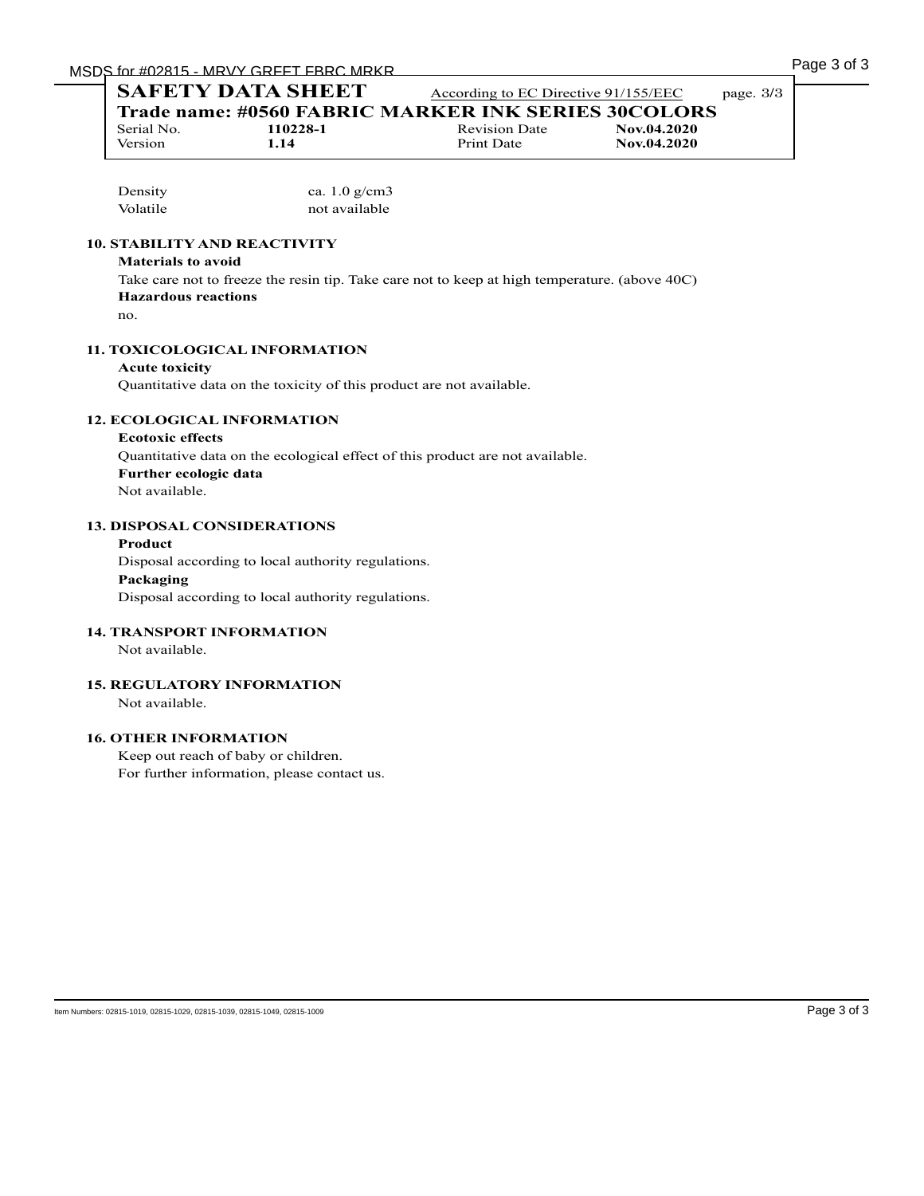| | |
|---|---|
| Density | ca. 1.0 g/cm3 |
| Volatile | not available |

## 10. STABILITY AND REACTIVITY

**Materials to avoid**

Take care not to freeze the resin tip. Take care not to keep at high temperature. (above 40C)

**Hazardous reactions**

no.

## 11. TOXICOLOGICAL INFORMATION

**Acute toxicity**

Quantitative data on the toxicity of this product are not available.

## 12. ECOLOGICAL INFORMATION

**Ecotoxic effects**

Quantitative data on the ecological effect of this product are not available.

**Further ecologic data**

Not available.

## 13. DISPOSAL CONSIDERATIONS

**Product**

Disposal according to local authority regulations.

**Packaging**

Disposal according to local authority regulations.

## 14. TRANSPORT INFORMATION

Not available.

## 15. REGULATORY INFORMATION

Not available.

## 16. OTHER INFORMATION

Keep out reach of baby or children.
For further information, please contact us.

Item Numbers: 02815-1019, 02815-1029, 02815-1039, 02815-1049, 02815-1009